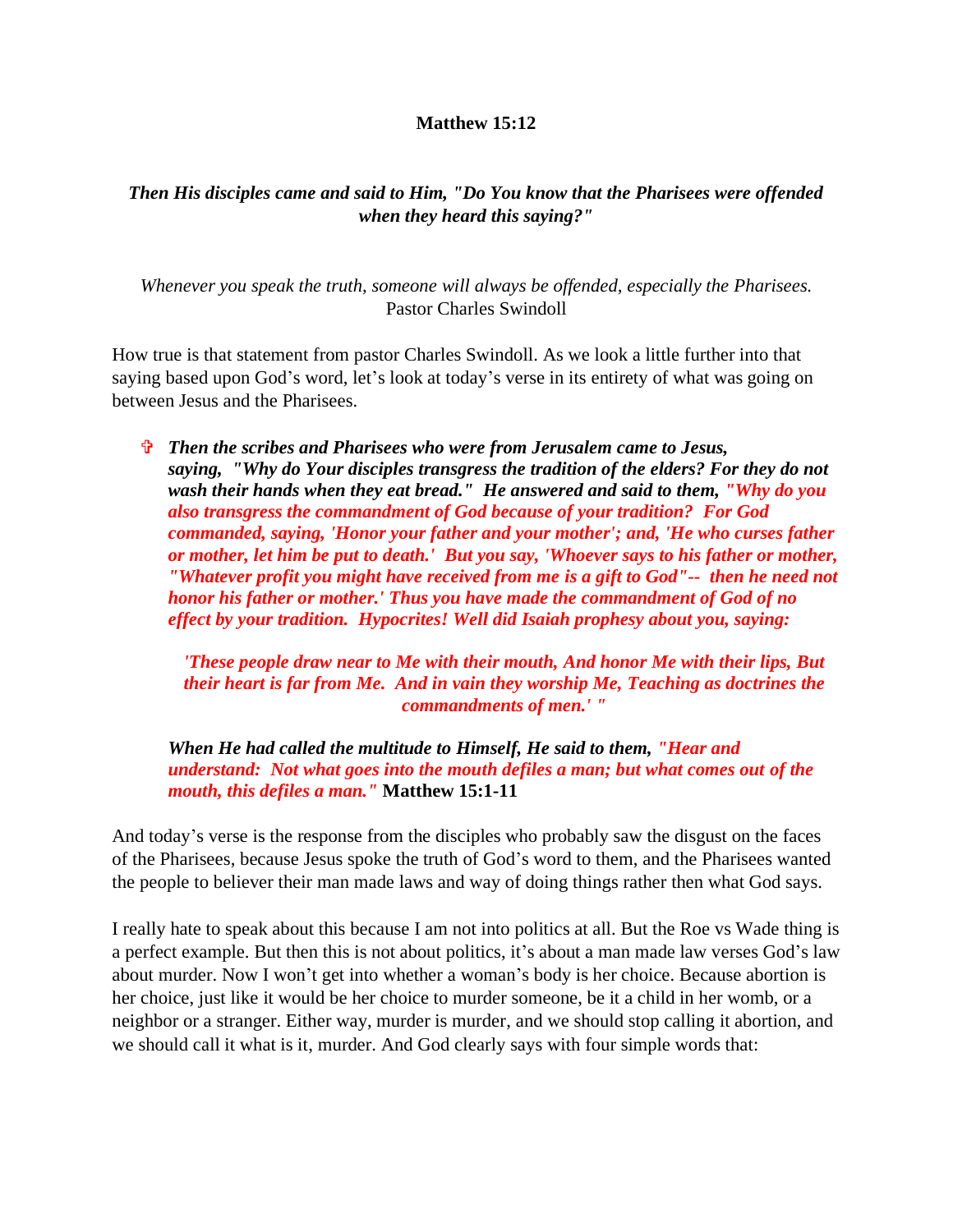**Matthew 15:12**

***Then His disciples came and said to Him, "Do You know that the Pharisees were offended when they heard this saying?"***

*Whenever you speak the truth, someone will always be offended, especially the Pharisees.*
Pastor Charles Swindoll

How true is that statement from pastor Charles Swindoll. As we look a little further into that saying based upon God's word, let's look at today's verse in its entirety of what was going on between Jesus and the Pharisees.

- ***Then the scribes and Pharisees who were from Jerusalem came to Jesus, saying, "Why do Your disciples transgress the tradition of the elders? For they do not wash their hands when they eat bread." He answered and said to them, "Why do you also transgress the commandment of God because of your tradition? For God commanded, saying, 'Honor your father and your mother'; and, 'He who curses father or mother, let him be put to death.' But you say, 'Whoever says to his father or mother, "Whatever profit you might have received from me is a gift to God"-- then he need not honor his father or mother.' Thus you have made the commandment of God of no effect by your tradition. Hypocrites! Well did Isaiah prophesy about you, saying:***

  ***'These people draw near to Me with their mouth, And honor Me with their lips, But their heart is far from Me. And in vain they worship Me, Teaching as doctrines the commandments of men.' "***

  ***When He had called the multitude to Himself, He said to them, "Hear and understand: Not what goes into the mouth defiles a man; but what comes out of the mouth, this defiles a man."*** **Matthew 15:1-11**

And today's verse is the response from the disciples who probably saw the disgust on the faces of the Pharisees, because Jesus spoke the truth of God's word to them, and the Pharisees wanted the people to believer their man made laws and way of doing things rather then what God says.

I really hate to speak about this because I am not into politics at all. But the Roe vs Wade thing is a perfect example. But then this is not about politics, it's about a man made law verses God's law about murder. Now I won't get into whether a woman's body is her choice. Because abortion is her choice, just like it would be her choice to murder someone, be it a child in her womb, or a neighbor or a stranger. Either way, murder is murder, and we should stop calling it abortion, and we should call it what is it, murder. And God clearly says with four simple words that: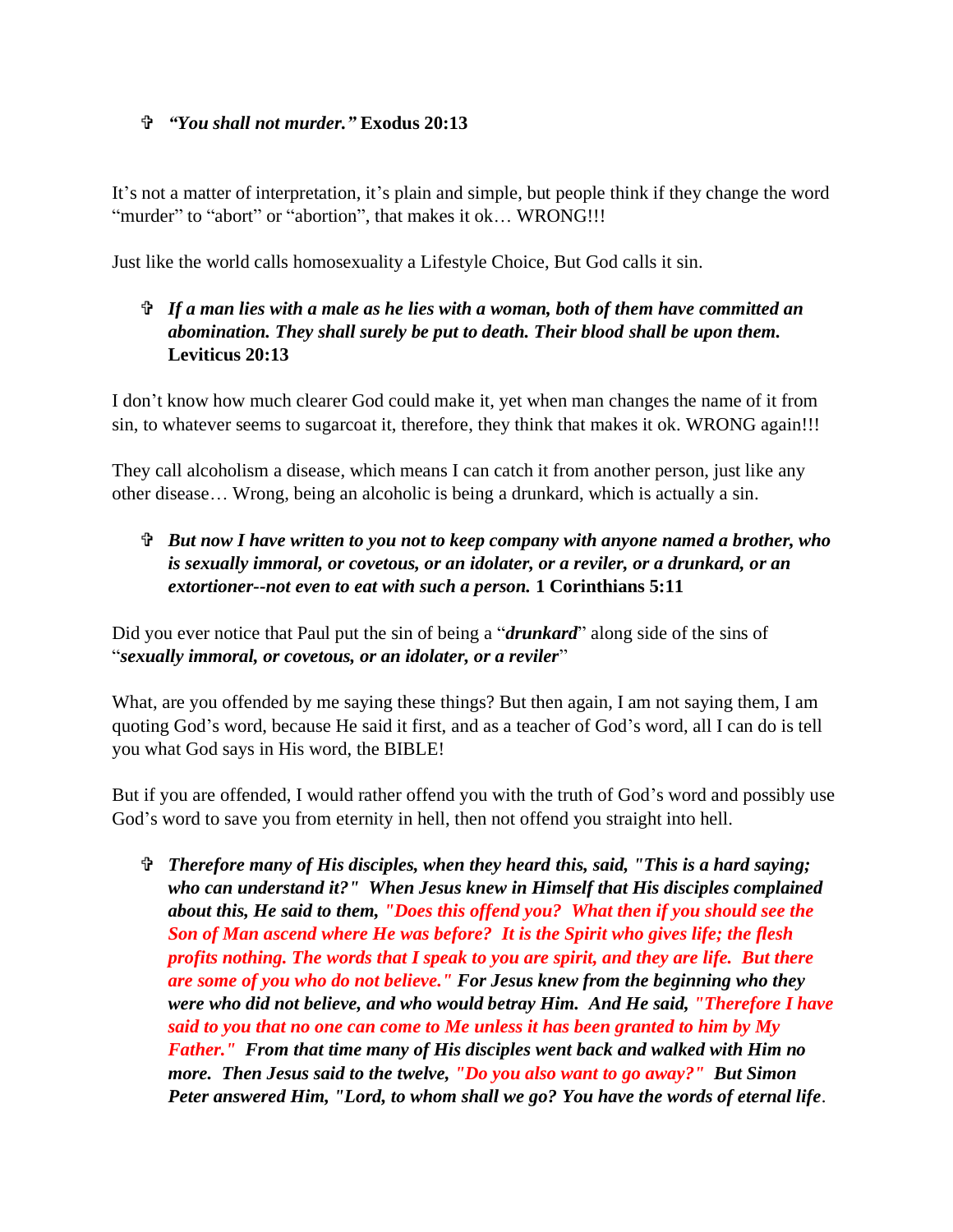- ✞ ***"You shall not murder."*** **Exodus 20:13**

It's not a matter of interpretation, it's plain and simple, but people think if they change the word "murder" to "abort" or "abortion", that makes it ok… WRONG!!!

Just like the world calls homosexuality a Lifestyle Choice, But God calls it sin.

- ✞ ***If a man lies with a male as he lies with a woman, both of them have committed an abomination. They shall surely be put to death. Their blood shall be upon them.*** **Leviticus 20:13**

I don't know how much clearer God could make it, yet when man changes the name of it from sin, to whatever seems to sugarcoat it, therefore, they think that makes it ok. WRONG again!!!

They call alcoholism a disease, which means I can catch it from another person, just like any other disease… Wrong, being an alcoholic is being a drunkard, which is actually a sin.

- ✞ ***But now I have written to you not to keep company with anyone named a brother, who is sexually immoral, or covetous, or an idolater, or a reviler, or a drunkard, or an extortioner--not even to eat with such a person.*** **1 Corinthians 5:11**

Did you ever notice that Paul put the sin of being a "***drunkard***" along side of the sins of "***sexually immoral, or covetous, or an idolater, or a reviler***"

What, are you offended by me saying these things? But then again, I am not saying them, I am quoting God's word, because He said it first, and as a teacher of God's word, all I can do is tell you what God says in His word, the BIBLE!

But if you are offended, I would rather offend you with the truth of God's word and possibly use God's word to save you from eternity in hell, then not offend you straight into hell.

- ✞ ***Therefore many of His disciples, when they heard this, said, "This is a hard saying; who can understand it?" When Jesus knew in Himself that His disciples complained about this, He said to them, "Does this offend you? What then if you should see the Son of Man ascend where He was before? It is the Spirit who gives life; the flesh profits nothing. The words that I speak to you are spirit, and they are life. But there are some of you who do not believe." For Jesus knew from the beginning who they were who did not believe, and who would betray Him. And He said, "Therefore I have said to you that no one can come to Me unless it has been granted to him by My Father." From that time many of His disciples went back and walked with Him no more. Then Jesus said to the twelve, "Do you also want to go away?" But Simon Peter answered Him, "Lord, to whom shall we go? You have the words of eternal life***.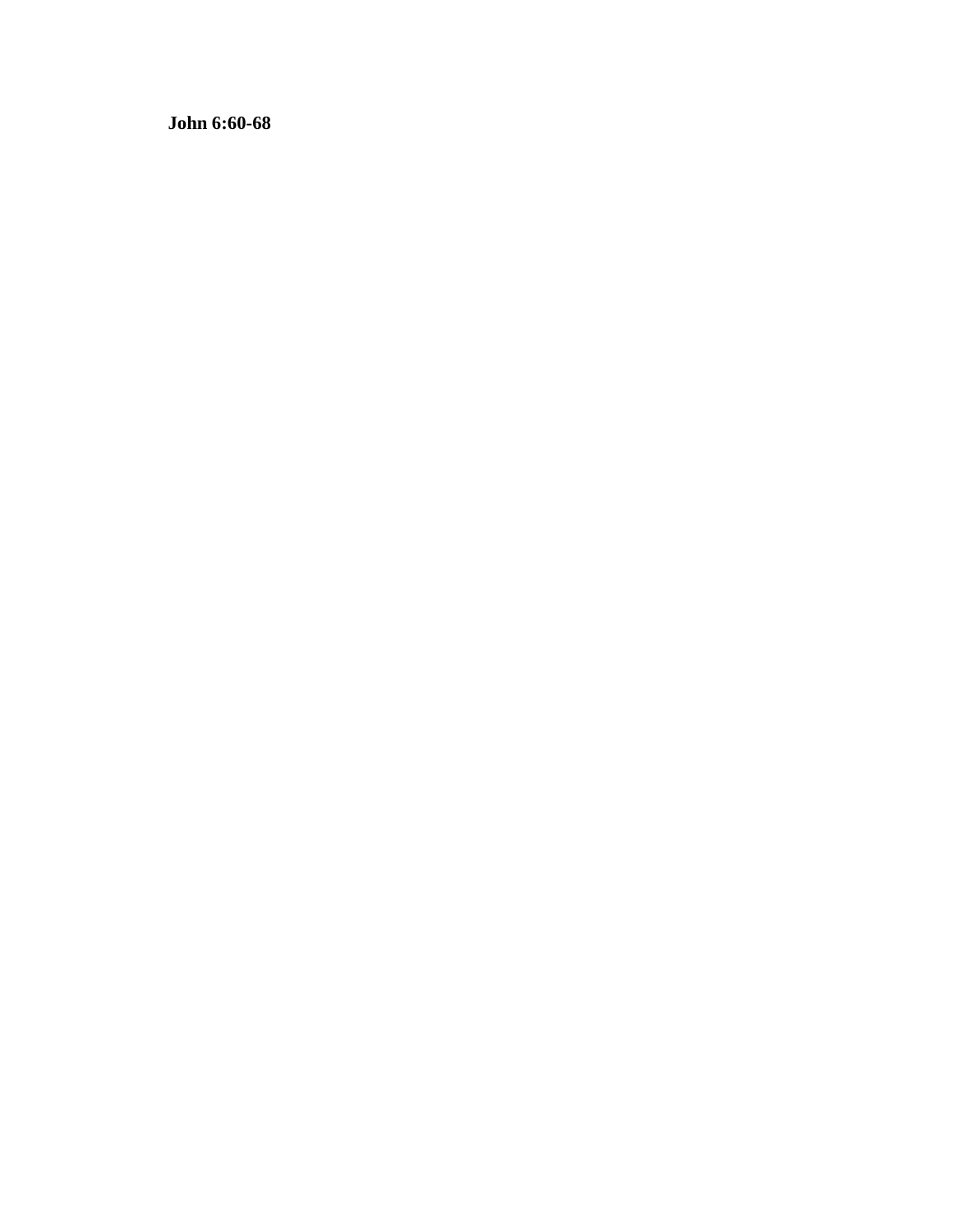**John 6:60-68**